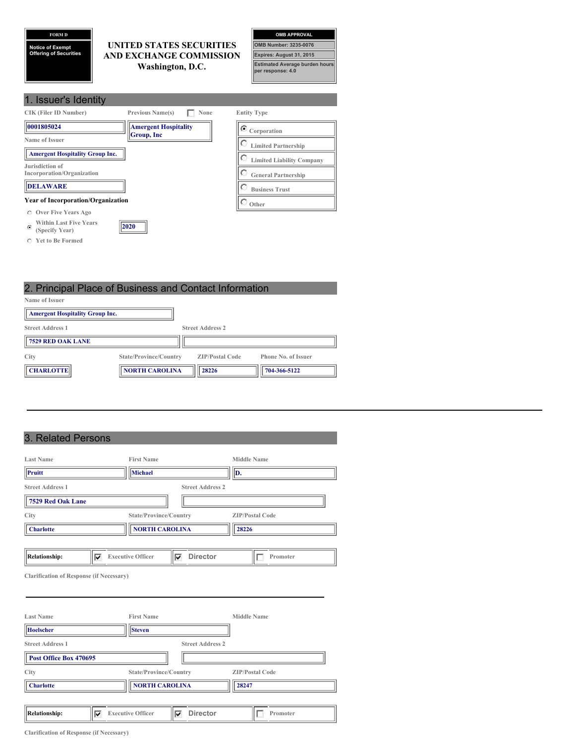**FORM D**

**Notice of Exempt Offering of Securities**

# UNITED STATES SECURITIES AND EXCHANGE COMMISSION
Washington, D.C.

| OMB APPROVAL |
|---|
| OMB Number: 3235-0076 |
| Expires: August 31, 2015 |
| Estimated Average burden hours per response: 4.0 |

## 1. Issuer's Identity

| CIK (Filer ID Number) | Previous Name(s) ☐ None | Entity Type |
|---|---|---|
| 0001805024 | Amergent Hospitality Group, Inc | ◉ Corporation |
| **Name of Issuer** | | ○ Limited Partnership |
| Amergent Hospitality Group Inc. | | ○ Limited Liability Company |
| **Jurisdiction of Incorporation/Organization** | | ○ General Partnership |
| DELAWARE | | ○ Business Trust |
| | | ○ Other |

**Year of Incorporation/Organization**

- ○ Over Five Years Ago
- ◉ Within Last Five Years (Specify Year) 2020
- ○ Yet to Be Formed

## 2. Principal Place of Business and Contact Information

| Name of Issuer | | | |
|---|---|---|---|
| Amergent Hospitality Group Inc. | | | |
| **Street Address 1** | **Street Address 2** | | |
| 7529 RED OAK LANE | | | |
| **City** | **State/Province/Country** | **ZIP/Postal Code** | **Phone No. of Issuer** |
| CHARLOTTE | NORTH CAROLINA | 28226 | 704-366-5122 |

## 3. Related Persons

| Last Name | First Name | Middle Name |
|---|---|---|
| Pruitt | Michael | D. |
| **Street Address 1** | **Street Address 2** | |
| 7529 Red Oak Lane | | |
| **City** | **State/Province/Country** | **ZIP/Postal Code** |
| Charlotte | NORTH CAROLINA | 28226 |

**Relationship:** ☑ Executive Officer ☑ Director ☐ Promoter

Clarification of Response (if Necessary)

| Last Name | First Name | Middle Name |
|---|---|---|
| Hoelscher | Steven | |
| **Street Address 1** | **Street Address 2** | |
| Post Office Box 470695 | | |
| **City** | **State/Province/Country** | **ZIP/Postal Code** |
| Charlotte | NORTH CAROLINA | 28247 |

**Relationship:** ☑ Executive Officer ☑ Director ☐ Promoter

Clarification of Response (if Necessary)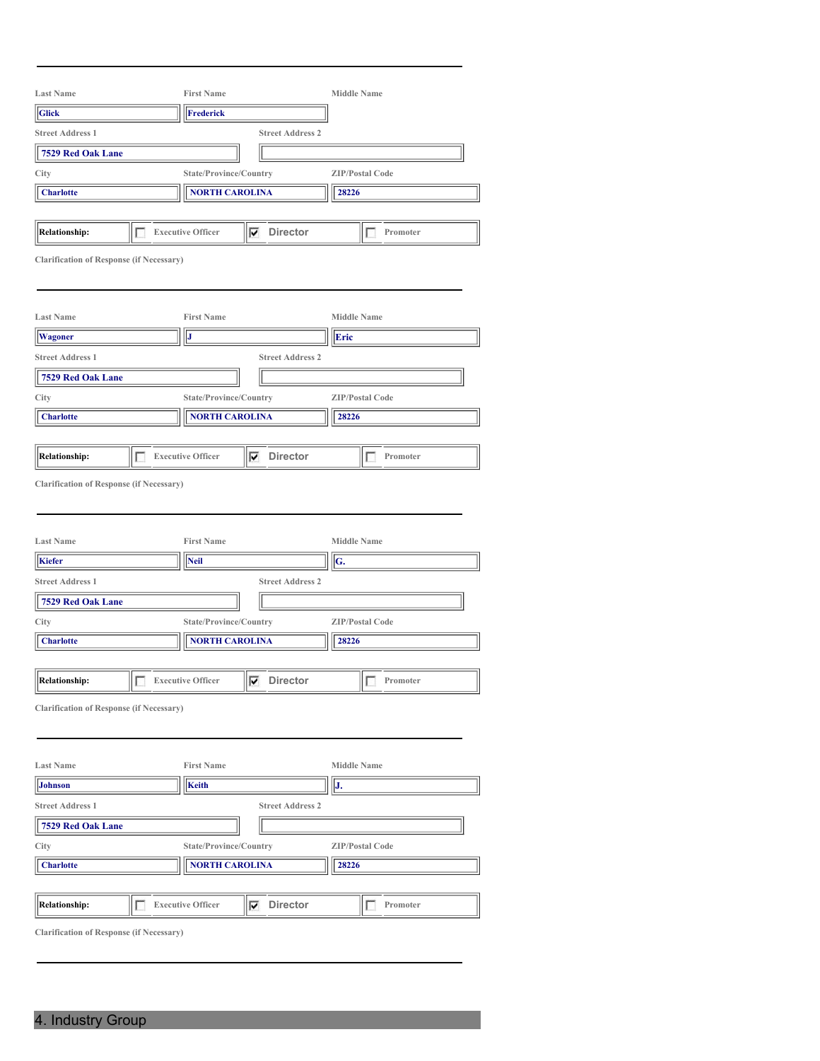---

| Last Name | First Name | Middle Name |
|---|---|---|
| Glick | Frederick | |

| Street Address 1 | Street Address 2 |
|---|---|
| 7529 Red Oak Lane | |

| City | State/Province/Country | ZIP/Postal Code |
|---|---|---|
| Charlotte | NORTH CAROLINA | 28226 |

| Relationship: | ☐ Executive Officer | ☑ Director | ☐ Promoter |
|---|---|---|---|

Clarification of Response (if Necessary)

---

| Last Name | First Name | Middle Name |
|---|---|---|
| Wagoner | J | Eric |

| Street Address 1 | Street Address 2 |
|---|---|
| 7529 Red Oak Lane | |

| City | State/Province/Country | ZIP/Postal Code |
|---|---|---|
| Charlotte | NORTH CAROLINA | 28226 |

| Relationship: | ☐ Executive Officer | ☑ Director | ☐ Promoter |
|---|---|---|---|

Clarification of Response (if Necessary)

---

| Last Name | First Name | Middle Name |
|---|---|---|
| Kiefer | Neil | G. |

| Street Address 1 | Street Address 2 |
|---|---|
| 7529 Red Oak Lane | |

| City | State/Province/Country | ZIP/Postal Code |
|---|---|---|
| Charlotte | NORTH CAROLINA | 28226 |

| Relationship: | ☐ Executive Officer | ☑ Director | ☐ Promoter |
|---|---|---|---|

Clarification of Response (if Necessary)

---

| Last Name | First Name | Middle Name |
|---|---|---|
| Johnson | Keith | J. |

| Street Address 1 | Street Address 2 |
|---|---|
| 7529 Red Oak Lane | |

| City | State/Province/Country | ZIP/Postal Code |
|---|---|---|
| Charlotte | NORTH CAROLINA | 28226 |

| Relationship: | ☐ Executive Officer | ☑ Director | ☐ Promoter |
|---|---|---|---|

Clarification of Response (if Necessary)

---

## 4. Industry Group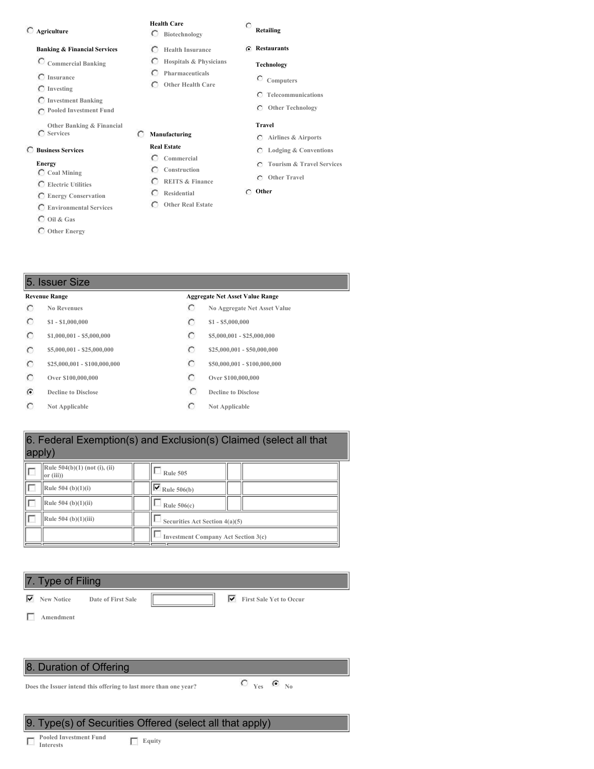- ( ) Agriculture
- **Banking & Financial Services**
  - ( ) Commercial Banking
  - ( ) Insurance
  - ( ) Investing
  - ( ) Investment Banking
  - ( ) Pooled Investment Fund
  - ( ) Other Banking & Financial Services
- ( ) Business Services
- **Energy**
  - ( ) Coal Mining
  - ( ) Electric Utilities
  - ( ) Energy Conservation
  - ( ) Environmental Services
  - ( ) Oil & Gas
  - ( ) Other Energy
- **Health Care**
  - ( ) Biotechnology
  - ( ) Health Insurance
  - ( ) Hospitals & Physicians
  - ( ) Pharmaceuticals
  - ( ) Other Health Care
- ( ) Manufacturing
- **Real Estate**
  - ( ) Commercial
  - ( ) Construction
  - ( ) REITS & Finance
  - ( ) Residential
  - ( ) Other Real Estate
- ( ) Retailing
- (•) Restaurants
- **Technology**
  - ( ) Computers
  - ( ) Telecommunications
  - ( ) Other Technology
- **Travel**
  - ( ) Airlines & Airports
  - ( ) Lodging & Conventions
  - ( ) Tourism & Travel Services
  - ( ) Other Travel
- ( ) Other

## 5. Issuer Size

| Revenue Range | | Aggregate Net Asset Value Range | |
|---|---|---|---|
| ( ) | No Revenues | ( ) | No Aggregate Net Asset Value |
| ( ) | $1 - $1,000,000 | ( ) | $1 - $5,000,000 |
| ( ) | $1,000,001 - $5,000,000 | ( ) | $5,000,001 - $25,000,000 |
| ( ) | $5,000,001 - $25,000,000 | ( ) | $25,000,001 - $50,000,000 |
| ( ) | $25,000,001 - $100,000,000 | ( ) | $50,000,001 - $100,000,000 |
| ( ) | Over $100,000,000 | ( ) | Over $100,000,000 |
| (•) | Decline to Disclose | ( ) | Decline to Disclose |
| ( ) | Not Applicable | ( ) | Not Applicable |

## 6. Federal Exemption(s) and Exclusion(s) Claimed (select all that apply)

| | | | | | |
|---|---|---|---|---|---|
| [ ] | Rule 504(b)(1) (not (i), (ii) or (iii)) | | [ ] Rule 505 | | |
| [ ] | Rule 504 (b)(1)(i) | | [x] Rule 506(b) | | |
| [ ] | Rule 504 (b)(1)(ii) | | [ ] Rule 506(c) | | |
| [ ] | Rule 504 (b)(1)(iii) | | [ ] Securities Act Section 4(a)(5) | | |
| | | | [ ] Investment Company Act Section 3(c) | | |

## 7. Type of Filing

[x] New Notice   Date of First Sale [ ]   [x] First Sale Yet to Occur

[ ] Amendment

## 8. Duration of Offering

Does the Issuer intend this offering to last more than one year? ( ) Yes (•) No

## 9. Type(s) of Securities Offered (select all that apply)

[ ] Pooled Investment Fund Interests   [ ] Equity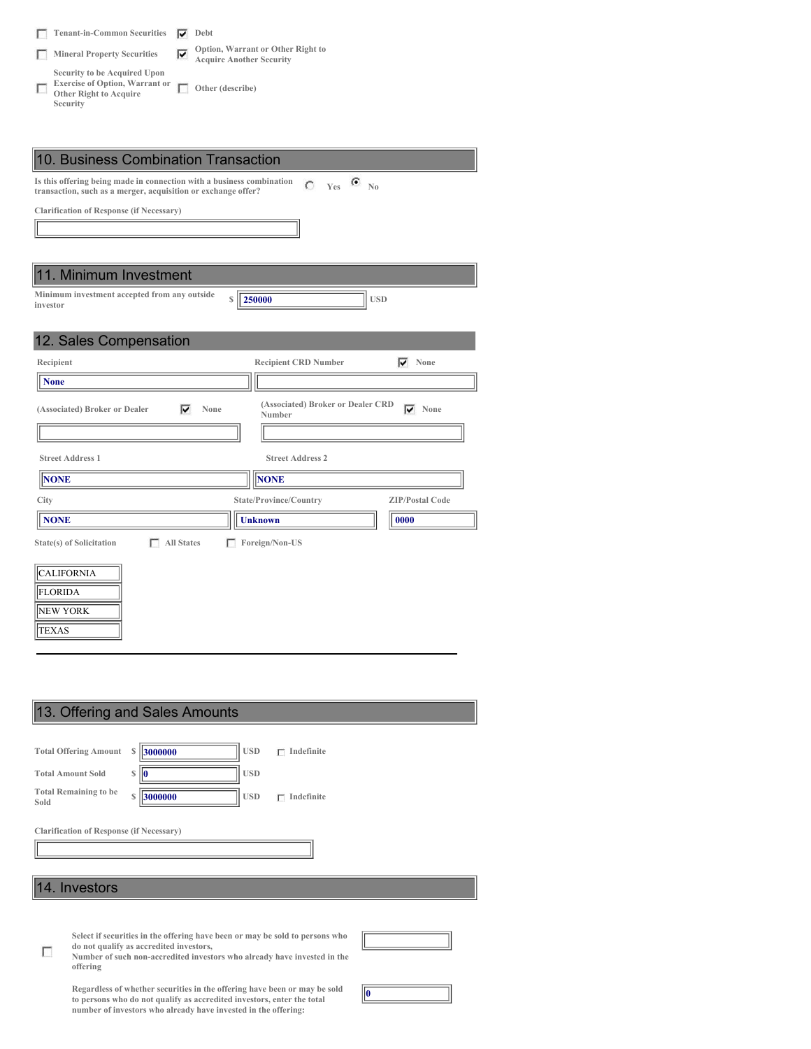- [ ] Tenant-in-Common Securities
- [x] Debt
- [ ] Mineral Property Securities
- [x] Option, Warrant or Other Right to Acquire Another Security
- [ ] Security to be Acquired Upon Exercise of Option, Warrant or Other Right to Acquire Security
- [ ] Other (describe)

## 10. Business Combination Transaction

Is this offering being made in connection with a business combination transaction, such as a merger, acquisition or exchange offer? ( ) Yes (•) No

Clarification of Response (if Necessary)

## 11. Minimum Investment

Minimum investment accepted from any outside investor $ 250000 USD

## 12. Sales Compensation

Recipient: None

Recipient CRD Number: [x] None

(Associated) Broker or Dealer: [x] None

(Associated) Broker or Dealer CRD Number: [x] None

Street Address 1: NONE

Street Address 2: NONE

City: NONE

State/Province/Country: Unknown

ZIP/Postal Code: 0000

State(s) of Solicitation: [ ] All States [ ] Foreign/Non-US

- CALIFORNIA
- FLORIDA
- NEW YORK
- TEXAS

---

## 13. Offering and Sales Amounts

Total Offering Amount $ 3000000 USD [ ] Indefinite

Total Amount Sold $ 0 USD

Total Remaining to be Sold $ 3000000 USD [ ] Indefinite

Clarification of Response (if Necessary)

## 14. Investors

- [ ] Select if securities in the offering have been or may be sold to persons who do not qualify as accredited investors,
  Number of such non-accredited investors who already have invested in the offering

Regardless of whether securities in the offering have been or may be sold to persons who do not qualify as accredited investors, enter the total number of investors who already have invested in the offering: 0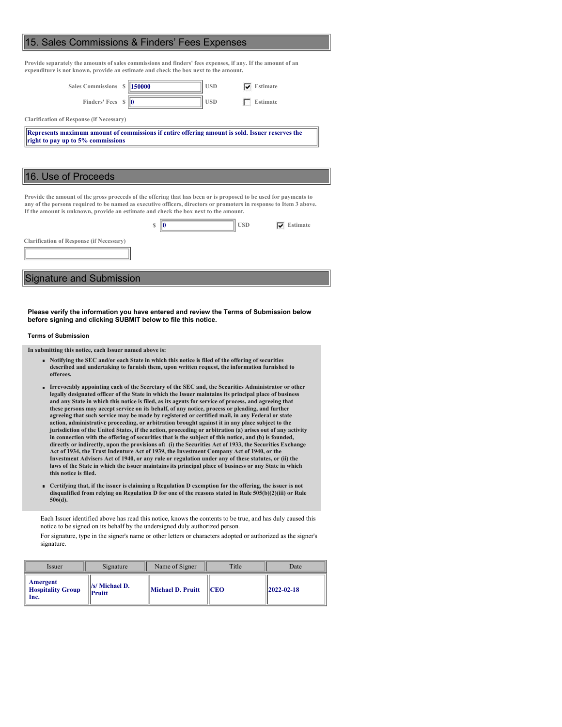## 15. Sales Commissions & Finders' Fees Expenses

Provide separately the amounts of sales commissions and finders' fees expenses, if any. If the amount of an expenditure is not known, provide an estimate and check the box next to the amount.

| | | | |
|---|---|---|---|
| Sales Commissions | $ 150000 | USD | ☑ Estimate |
| Finders' Fees | $ 0 | USD | ☐ Estimate |

Clarification of Response (if Necessary)

Represents maximum amount of commissions if entire offering amount is sold. Issuer reserves the right to pay up to 5% commissions

## 16. Use of Proceeds

Provide the amount of the gross proceeds of the offering that has been or is proposed to be used for payments to any of the persons required to be named as executive officers, directors or promoters in response to Item 3 above. If the amount is unknown, provide an estimate and check the box next to the amount.

$ 0 USD ☑ Estimate

Clarification of Response (if Necessary)

## Signature and Submission

**Please verify the information you have entered and review the Terms of Submission below before signing and clicking SUBMIT below to file this notice.**

**Terms of Submission**

In submitting this notice, each Issuer named above is:

- Notifying the SEC and/or each State in which this notice is filed of the offering of securities described and undertaking to furnish them, upon written request, the information furnished to offerees.
- Irrevocably appointing each of the Secretary of the SEC and, the Securities Administrator or other legally designated officer of the State in which the Issuer maintains its principal place of business and any State in which this notice is filed, as its agents for service of process, and agreeing that these persons may accept service on its behalf, of any notice, process or pleading, and further agreeing that such service may be made by registered or certified mail, in any Federal or state action, administrative proceeding, or arbitration brought against it in any place subject to the jurisdiction of the United States, if the action, proceeding or arbitration (a) arises out of any activity in connection with the offering of securities that is the subject of this notice, and (b) is founded, directly or indirectly, upon the provisions of: (i) the Securities Act of 1933, the Securities Exchange Act of 1934, the Trust Indenture Act of 1939, the Investment Company Act of 1940, or the Investment Advisers Act of 1940, or any rule or regulation under any of these statutes, or (ii) the laws of the State in which the issuer maintains its principal place of business or any State in which this notice is filed.
- Certifying that, if the issuer is claiming a Regulation D exemption for the offering, the issuer is not disqualified from relying on Regulation D for one of the reasons stated in Rule 505(b)(2)(iii) or Rule 506(d).

Each Issuer identified above has read this notice, knows the contents to be true, and has duly caused this notice to be signed on its behalf by the undersigned duly authorized person.

For signature, type in the signer's name or other letters or characters adopted or authorized as the signer's signature.

| Issuer | Signature | Name of Signer | Title | Date |
|---|---|---|---|---|
| Amergent Hospitality Group Inc. | /s/ Michael D. Pruitt | Michael D. Pruitt | CEO | 2022-02-18 |